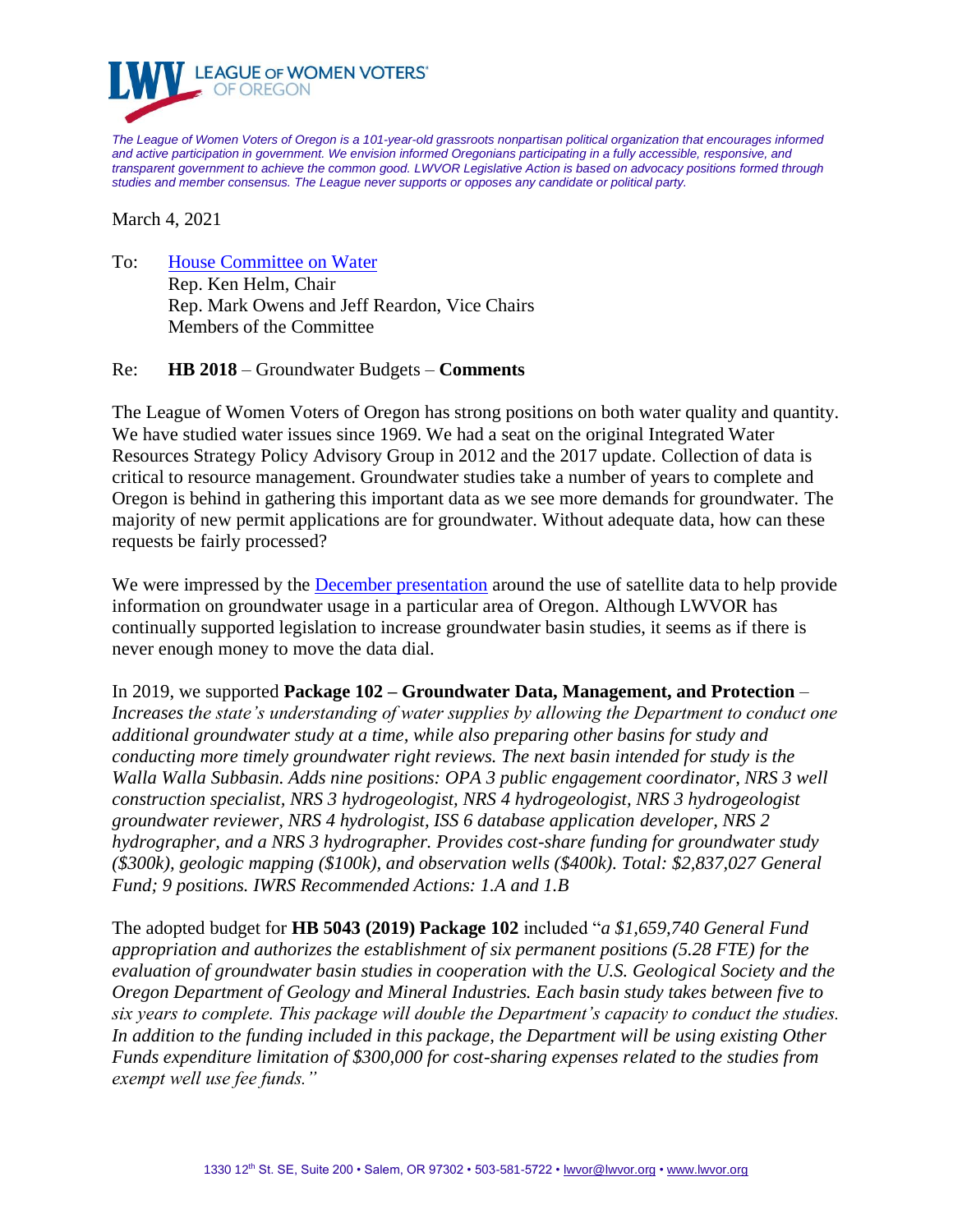**LEAGUE OF WOMEN VOTERS® OF OREGON**

*The League of Women Voters of Oregon is a 101-year-old grassroots nonpartisan political organization that encourages informed and active participation in government. We envision informed Oregonians participating in a fully accessible, responsive, and transparent government to achieve the common good. LWVOR Legislative Action is based on advocacy positions formed through studies and member consensus. The League never supports or opposes any candidate or political party.*

March 4, 2021

To: House Committee on Water
Rep. Ken Helm, Chair
Rep. Mark Owens and Jeff Reardon, Vice Chairs
Members of the Committee

Re: **HB 2018** – Groundwater Budgets – **Comments**

The League of Women Voters of Oregon has strong positions on both water quality and quantity. We have studied water issues since 1969. We had a seat on the original Integrated Water Resources Strategy Policy Advisory Group in 2012 and the 2017 update. Collection of data is critical to resource management. Groundwater studies take a number of years to complete and Oregon is behind in gathering this important data as we see more demands for groundwater. The majority of new permit applications are for groundwater. Without adequate data, how can these requests be fairly processed?

We were impressed by the December presentation around the use of satellite data to help provide information on groundwater usage in a particular area of Oregon. Although LWVOR has continually supported legislation to increase groundwater basin studies, it seems as if there is never enough money to move the data dial.

In 2019, we supported **Package 102 – Groundwater Data, Management, and Protection** – *Increases the state's understanding of water supplies by allowing the Department to conduct one additional groundwater study at a time, while also preparing other basins for study and conducting more timely groundwater right reviews. The next basin intended for study is the Walla Walla Subbasin. Adds nine positions: OPA 3 public engagement coordinator, NRS 3 well construction specialist, NRS 3 hydrogeologist, NRS 4 hydrogeologist, NRS 3 hydrogeologist groundwater reviewer, NRS 4 hydrologist, ISS 6 database application developer, NRS 2 hydrographer, and a NRS 3 hydrographer. Provides cost-share funding for groundwater study ($300k), geologic mapping ($100k), and observation wells ($400k). Total: $2,837,027 General Fund; 9 positions. IWRS Recommended Actions: 1.A and 1.B*

The adopted budget for **HB 5043 (2019) Package 102** included "*a $1,659,740 General Fund appropriation and authorizes the establishment of six permanent positions (5.28 FTE) for the evaluation of groundwater basin studies in cooperation with the U.S. Geological Society and the Oregon Department of Geology and Mineral Industries. Each basin study takes between five to six years to complete. This package will double the Department's capacity to conduct the studies. In addition to the funding included in this package, the Department will be using existing Other Funds expenditure limitation of $300,000 for cost-sharing expenses related to the studies from exempt well use fee funds.*"

1330 12th St. SE, Suite 200 • Salem, OR 97302 • 503-581-5722 • lwvor@lwvor.org • www.lwvor.org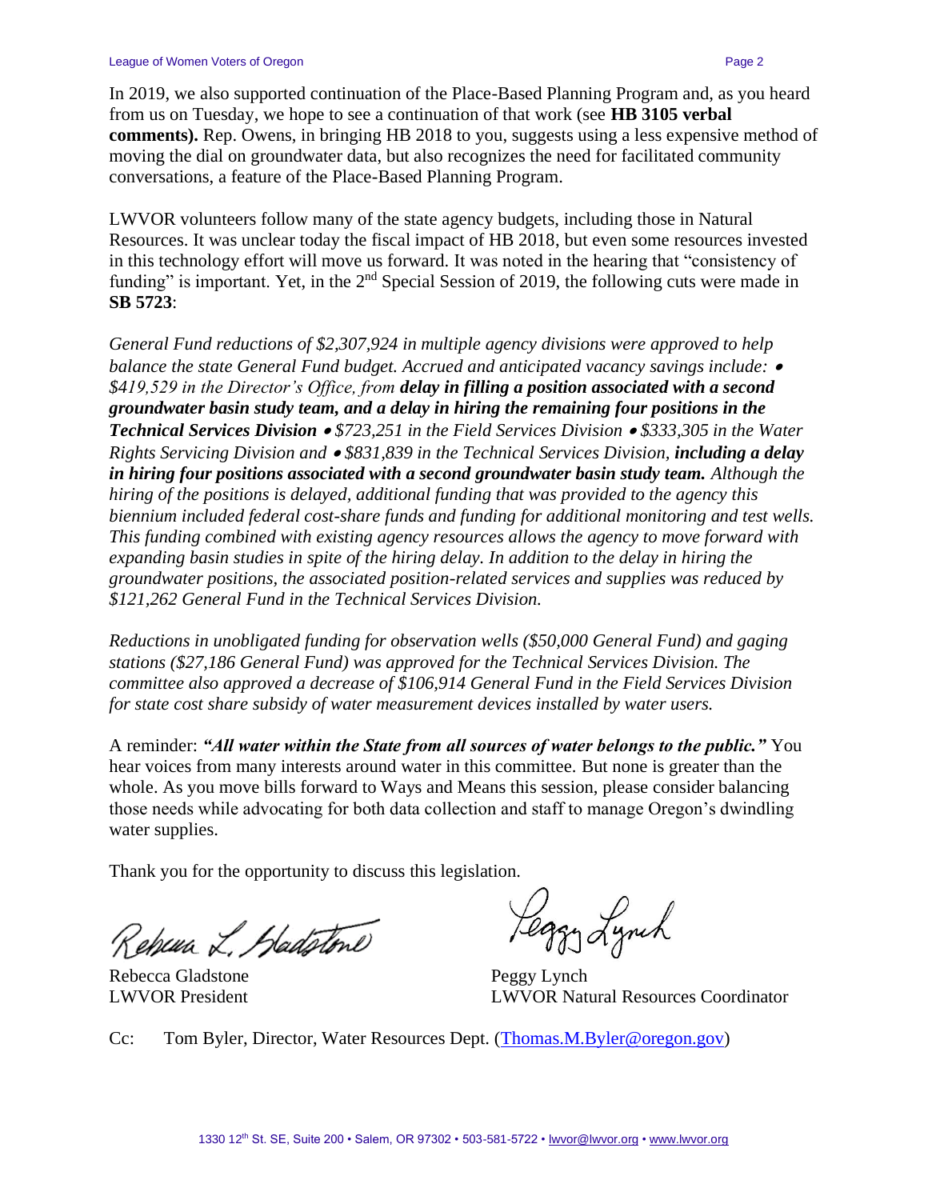In 2019, we also supported continuation of the Place-Based Planning Program and, as you heard from us on Tuesday, we hope to see a continuation of that work (see **HB 3105 verbal comments).** Rep. Owens, in bringing HB 2018 to you, suggests using a less expensive method of moving the dial on groundwater data, but also recognizes the need for facilitated community conversations, a feature of the Place-Based Planning Program.

LWVOR volunteers follow many of the state agency budgets, including those in Natural Resources. It was unclear today the fiscal impact of HB 2018, but even some resources invested in this technology effort will move us forward. It was noted in the hearing that "consistency of funding" is important. Yet, in the 2nd Special Session of 2019, the following cuts were made in **SB 5723**:

*General Fund reductions of $2,307,924 in multiple agency divisions were approved to help balance the state General Fund budget. Accrued and anticipated vacancy savings include: • $419,529 in the Director's Office, from* ***delay in filling a position associated with a second groundwater basin study team, and a delay in hiring the remaining four positions in the Technical Services Division*** *• $723,251 in the Field Services Division • $333,305 in the Water Rights Servicing Division and • $831,839 in the Technical Services Division,* ***including a delay in hiring four positions associated with a second groundwater basin study team.*** *Although the hiring of the positions is delayed, additional funding that was provided to the agency this biennium included federal cost-share funds and funding for additional monitoring and test wells. This funding combined with existing agency resources allows the agency to move forward with expanding basin studies in spite of the hiring delay. In addition to the delay in hiring the groundwater positions, the associated position-related services and supplies was reduced by $121,262 General Fund in the Technical Services Division.*

*Reductions in unobligated funding for observation wells ($50,000 General Fund) and gaging stations ($27,186 General Fund) was approved for the Technical Services Division. The committee also approved a decrease of $106,914 General Fund in the Field Services Division for state cost share subsidy of water measurement devices installed by water users.*

A reminder: ***"All water within the State from all sources of water belongs to the public."*** You hear voices from many interests around water in this committee. But none is greater than the whole. As you move bills forward to Ways and Means this session, please consider balancing those needs while advocating for both data collection and staff to manage Oregon's dwindling water supplies.

Thank you for the opportunity to discuss this legislation.

Rebecca Gladstone
LWVOR President

Peggy Lynch
LWVOR Natural Resources Coordinator

Cc: Tom Byler, Director, Water Resources Dept. (Thomas.M.Byler@oregon.gov)